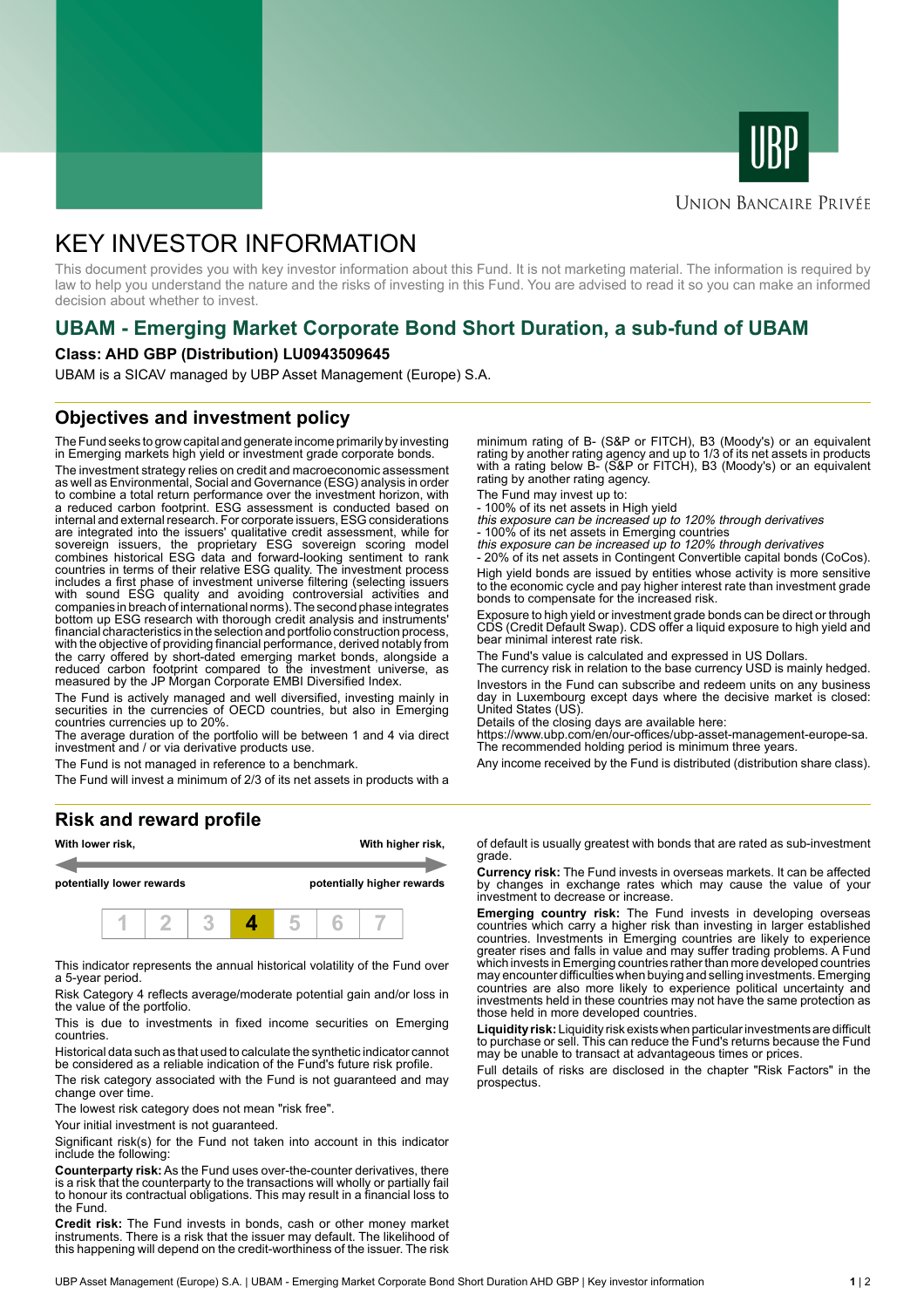Union Bancaire Privée

# KEY INVESTOR INFORMATION

This document provides you with key investor information about this Fund. It is not marketing material. The information is required by law to help you understand the nature and the risks of investing in this Fund. You are advised to read it so you can make an informed decision about whether to invest.

## UBAM - Emerging Market Corporate Bond Short Duration, a sub-fund of UBAM

**Class: AHD GBP (Distribution) LU0943509645**

UBAM is a SICAV managed by UBP Asset Management (Europe) S.A.

## Objectives and investment policy

The Fund seeks to grow capital and generate income primarily by investing in Emerging markets high yield or investment grade corporate bonds.

The investment strategy relies on credit and macroeconomic assessment as well as Environmental, Social and Governance (ESG) analysis in order to combine a total return performance over the investment horizon, with a reduced carbon footprint. ESG assessment is conducted based on internal and external research. For corporate issuers, ESG considerations are integrated into the issuers' qualitative credit assessment, while for sovereign issuers, the proprietary ESG sovereign scoring model combines historical ESG data and forward-looking sentiment to rank countries in terms of their relative ESG quality. The investment process includes a first phase of investment universe filtering (selecting issuers with sound ESG quality and avoiding controversial activities and companies in breach of international norms). The second phase integrates bottom up ESG research with thorough credit analysis and instruments' financial characteristics in the selection and portfolio construction process, with the objective of providing financial performance, derived notably from the carry offered by short-dated emerging market bonds, alongside a reduced carbon footprint compared to the investment universe, as measured by the JP Morgan Corporate EMBI Diversified Index.

The Fund is actively managed and well diversified, investing mainly in securities in the currencies of OECD countries, but also in Emerging countries currencies up to 20%.

The average duration of the portfolio will be between 1 and 4 via direct investment and / or via derivative products use.

The Fund is not managed in reference to a benchmark.

The Fund will invest a minimum of 2/3 of its net assets in products with a minimum rating of B- (S&P or FITCH), B3 (Moody's) or an equivalent rating by another rating agency and up to 1/3 of its net assets in products with a rating below B- (S&P or FITCH), B3 (Moody's) or an equivalent rating by another rating agency.

The Fund may invest up to:

- 100% of its net assets in High yield

*this exposure can be increased up to 120% through derivatives*

- 100% of its net assets in Emerging countries

*this exposure can be increased up to 120% through derivatives*

- 20% of its net assets in Contingent Convertible capital bonds (CoCos).

High yield bonds are issued by entities whose activity is more sensitive to the economic cycle and pay higher interest rate than investment grade bonds to compensate for the increased risk.

Exposure to high yield or investment grade bonds can be direct or through CDS (Credit Default Swap). CDS offer a liquid exposure to high yield and bear minimal interest rate risk.

The Fund's value is calculated and expressed in US Dollars.

The currency risk in relation to the base currency USD is mainly hedged.

Investors in the Fund can subscribe and redeem units on any business day in Luxembourg except days where the decisive market is closed: United States (US).

Details of the closing days are available here:

https://www.ubp.com/en/our-offices/ubp-asset-management-europe-sa.

The recommended holding period is minimum three years.

Any income received by the Fund is distributed (distribution share class).

## Risk and reward profile

| With lower risk, potentially lower rewards | | | | | | With higher risk, potentially higher rewards |
|---|---|---|---|---|---|---|
| 1 | 2 | 3 | **4** | 5 | 6 | 7 |

This indicator represents the annual historical volatility of the Fund over a 5-year period.

Risk Category 4 reflects average/moderate potential gain and/or loss in the value of the portfolio.

This is due to investments in fixed income securities on Emerging countries.

Historical data such as that used to calculate the synthetic indicator cannot be considered as a reliable indication of the Fund's future risk profile.

The risk category associated with the Fund is not guaranteed and may change over time.

The lowest risk category does not mean "risk free".

Your initial investment is not guaranteed.

Significant risk(s) for the Fund not taken into account in this indicator include the following:

**Counterparty risk:** As the Fund uses over-the-counter derivatives, there is a risk that the counterparty to the transactions will wholly or partially fail to honour its contractual obligations. This may result in a financial loss to the Fund.

**Credit risk:** The Fund invests in bonds, cash or other money market instruments. There is a risk that the issuer may default. The likelihood of this happening will depend on the credit-worthiness of the issuer. The risk of default is usually greatest with bonds that are rated as sub-investment grade.

**Currency risk:** The Fund invests in overseas markets. It can be affected by changes in exchange rates which may cause the value of your investment to decrease or increase.

**Emerging country risk:** The Fund invests in developing overseas countries which carry a higher risk than investing in larger established countries. Investments in Emerging countries are likely to experience greater rises and falls in value and may suffer trading problems. A Fund which invests in Emerging countries rather than more developed countries may encounter difficulties when buying and selling investments. Emerging countries are also more likely to experience political uncertainty and investments held in these countries may not have the same protection as those held in more developed countries.

**Liquidity risk:** Liquidity risk exists when particular investments are difficult to purchase or sell. This can reduce the Fund's returns because the Fund may be unable to transact at advantageous times or prices.

Full details of risks are disclosed in the chapter "Risk Factors" in the prospectus.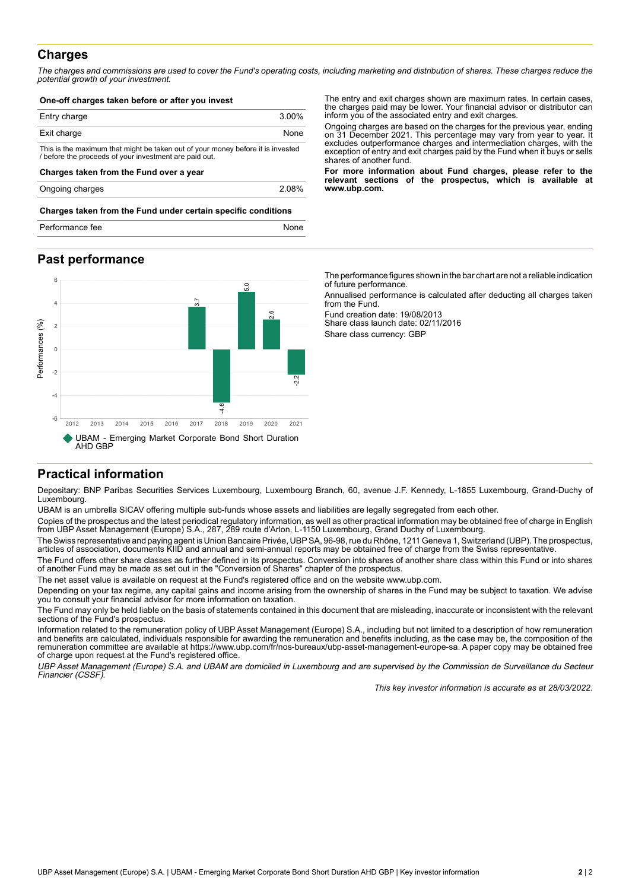## Charges

*The charges and commissions are used to cover the Fund's operating costs, including marketing and distribution of shares. These charges reduce the potential growth of your investment.*

| One-off charges taken before or after you invest | |
|---|---|
| Entry charge | 3.00% |
| Exit charge | None |

This is the maximum that might be taken out of your money before it is invested / before the proceeds of your investment are paid out.

| Charges taken from the Fund over a year | |
|---|---|
| Ongoing charges | 2.08% |

| Charges taken from the Fund under certain specific conditions | |
|---|---|
| Performance fee | None |

The entry and exit charges shown are maximum rates. In certain cases, the charges paid may be lower. Your financial advisor or distributor can inform you of the associated entry and exit charges.

Ongoing charges are based on the charges for the previous year, ending on 31 December 2021. This percentage may vary from year to year. It excludes outperformance charges and intermediation charges, with the exception of entry and exit charges paid by the Fund when it buys or sells shares of another fund.

**For more information about Fund charges, please refer to the relevant sections of the prospectus, which is available at www.ubp.com.**

## Past performance

Performances (%)

6
4
2
0
-2
-4
-6

2012 2013 2014 2015 2016 2017 2018 2019 2020 2021

3.7 -4.6 5.0 2.6 -2.2

UBAM - Emerging Market Corporate Bond Short Duration AHD GBP

The performance figures shown in the bar chart are not a reliable indication of future performance.

Annualised performance is calculated after deducting all charges taken from the Fund.

Fund creation date: 19/08/2013
Share class launch date: 02/11/2016
Share class currency: GBP

## Practical information

Depositary: BNP Paribas Securities Services Luxembourg, Luxembourg Branch, 60, avenue J.F. Kennedy, L-1855 Luxembourg, Grand-Duchy of Luxembourg.

UBAM is an umbrella SICAV offering multiple sub-funds whose assets and liabilities are legally segregated from each other.

Copies of the prospectus and the latest periodical regulatory information, as well as other practical information may be obtained free of charge in English from UBP Asset Management (Europe) S.A., 287, 289 route d'Arlon, L-1150 Luxembourg, Grand Duchy of Luxembourg.

The Swiss representative and paying agent is Union Bancaire Privée, UBP SA, 96-98, rue du Rhône, 1211 Geneva 1, Switzerland (UBP). The prospectus, articles of association, documents KIID and annual and semi-annual reports may be obtained free of charge from the Swiss representative.

The Fund offers other share classes as further defined in its prospectus. Conversion into shares of another share class within this Fund or into shares of another Fund may be made as set out in the "Conversion of Shares" chapter of the prospectus.

The net asset value is available on request at the Fund's registered office and on the website www.ubp.com.

Depending on your tax regime, any capital gains and income arising from the ownership of shares in the Fund may be subject to taxation. We advise you to consult your financial advisor for more information on taxation.

The Fund may only be held liable on the basis of statements contained in this document that are misleading, inaccurate or inconsistent with the relevant sections of the Fund's prospectus.

Information related to the remuneration policy of UBP Asset Management (Europe) S.A., including but not limited to a description of how remuneration and benefits are calculated, individuals responsible for awarding the remuneration and benefits including, as the case may be, the composition of the remuneration committee are available at https://www.ubp.com/fr/nos-bureaux/ubp-asset-management-europe-sa. A paper copy may be obtained free of charge upon request at the Fund's registered office.

*UBP Asset Management (Europe) S.A. and UBAM are domiciled in Luxembourg and are supervised by the Commission de Surveillance du Secteur Financier (CSSF).*

*This key investor information is accurate as at 28/03/2022.*